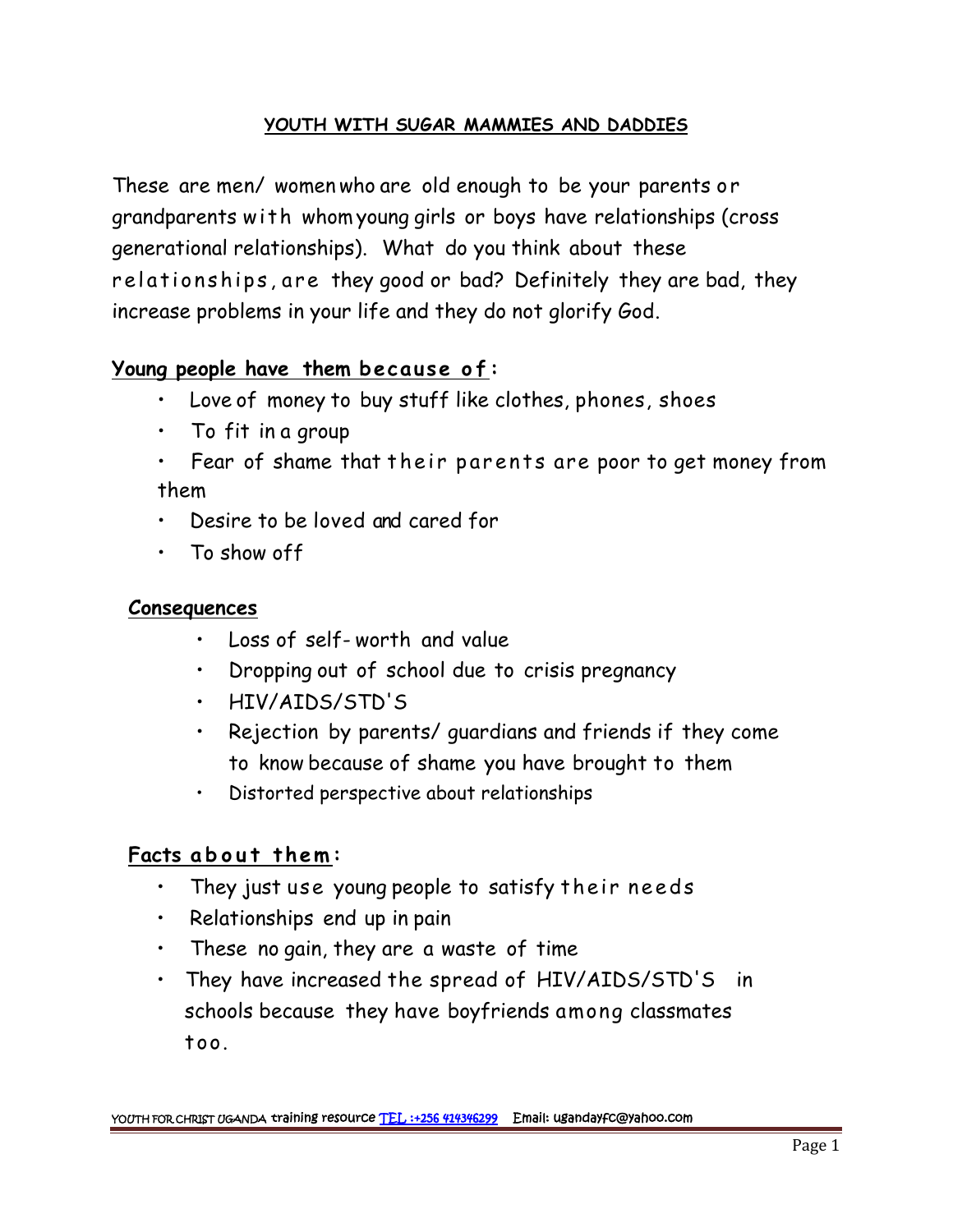**YOUTH WITH SUGAR MAMMIES AND DADDIES**

These are men/ women who are old enough to be your parents or grandparents with whom young girls or boys have relationships (cross generational relationships). What do you think about these relationships, are they good or bad? Definitely they are bad, they increase problems in your life and they do not glorify God.

**Young people have them because of:**

- Love of money to buy stuff like clothes, phones, shoes
- To fit in a group
- Fear of shame that their parents are poor to get money from them
- Desire to be loved and cared for
- To show off

**Consequences**

- Loss of self-worth and value
- Dropping out of school due to crisis pregnancy
- HIV/AIDS/STD'S
- Rejection by parents/ guardians and friends if they come to know because of shame you have brought to them
- Distorted perspective about relationships

**Facts about them:**

- They just use young people to satisfy their needs
- Relationships end up in pain
- These no gain, they are a waste of time
- They have increased the spread of HIV/AIDS/STD'S in schools because they have boyfriends among classmates too.

YOUTH FOR CHRIST UGANDA training resource TEL :+256 414346299 Email: ugandayfc@yahoo.com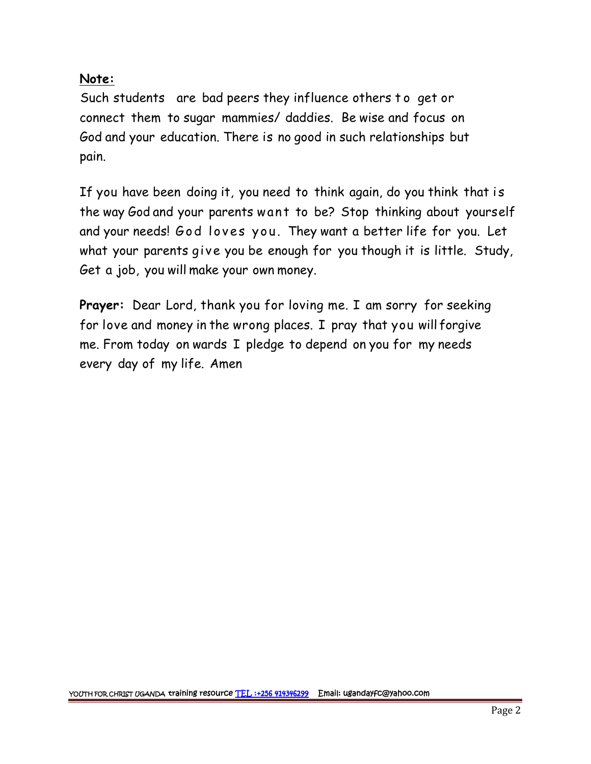**Note:**

Such students are bad peers they influence others to get or connect them to sugar mammies/ daddies. Be wise and focus on God and your education. There is no good in such relationships but pain.

If you have been doing it, you need to think again, do you think that is the way God and your parents want to be? Stop thinking about yourself and your needs! God loves you. They want a better life for you. Let what your parents give you be enough for you though it is little. Study, Get a job, you will make your own money.

**Prayer:** Dear Lord, thank you for loving me. I am sorry for seeking for love and money in the wrong places. I pray that you will forgive me. From today on wards I pledge to depend on you for my needs every day of my life. Amen